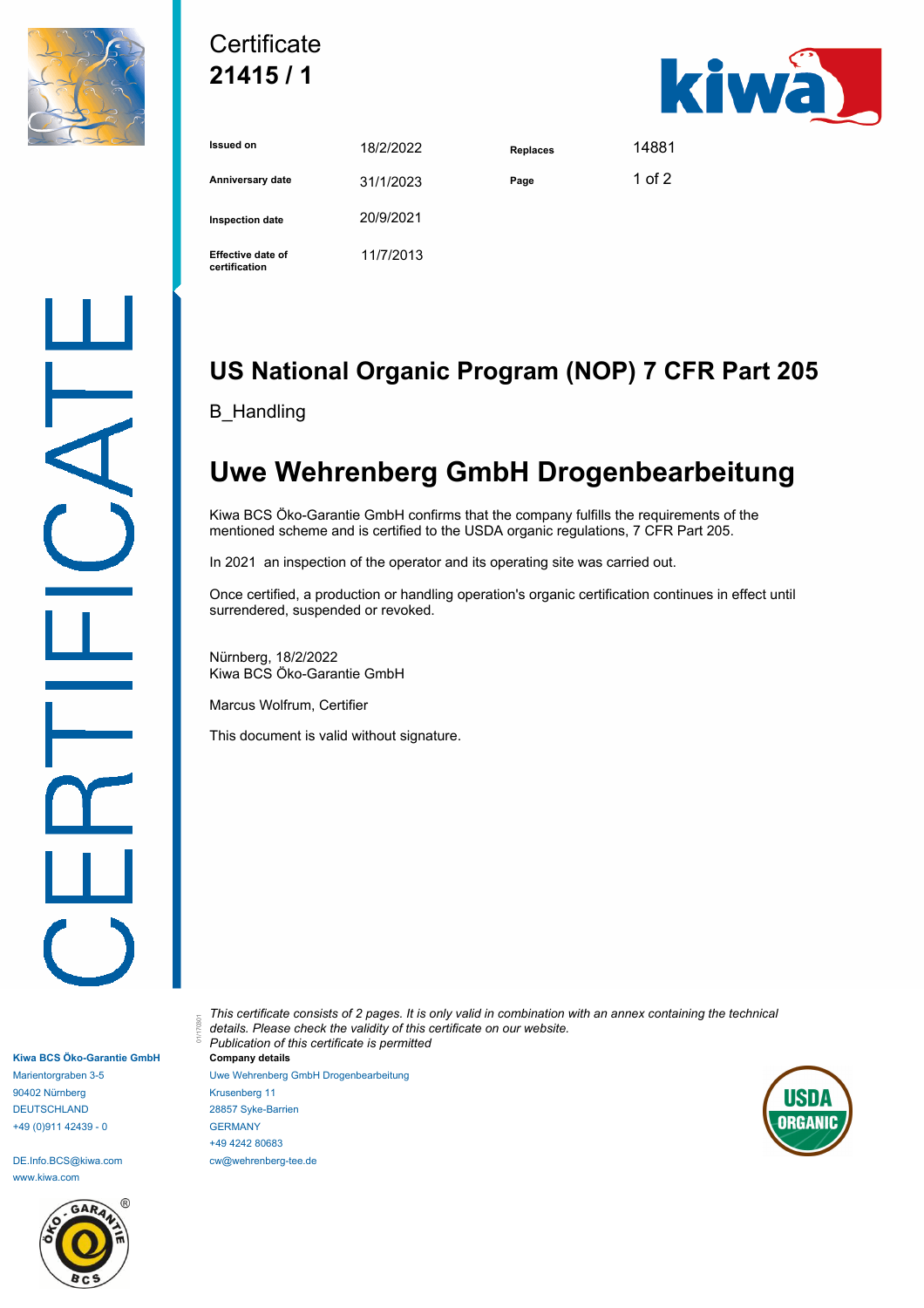# Certificate
**21415 / 1**

| | | | |
|---|---|---|---|
| **Issued on** | 18/2/2022 | **Replaces** | 14881 |
| **Anniversary date** | 31/1/2023 | **Page** | 1 of 2 |
| **Inspection date** | 20/9/2021 | | |
| **Effective date of certification** | 11/7/2013 | | |

## US National Organic Program (NOP) 7 CFR Part 205

B_Handling

## Uwe Wehrenberg GmbH Drogenbearbeitung

Kiwa BCS Öko-Garantie GmbH confirms that the company fulfills the requirements of the mentioned scheme and is certified to the USDA organic regulations, 7 CFR Part 205.

In 2021 an inspection of the operator and its operating site was carried out.

Once certified, a production or handling operation's organic certification continues in effect until surrendered, suspended or revoked.

Nürnberg, 18/2/2022
Kiwa BCS Öko-Garantie GmbH

Marcus Wolfrum, Certifier

This document is valid without signature.

*This certificate consists of 2 pages. It is only valid in combination with an annex containing the technical details. Please check the validity of this certificate on our website.*
*Publication of this certificate is permitted*

**Company details**
Uwe Wehrenberg GmbH Drogenbearbeitung
Krusenberg 11
28857 Syke-Barrien
GERMANY
+49 4242 80683
cw@wehrenberg-tee.de

**Kiwa BCS Öko-Garantie GmbH**
Marientorgraben 3-5
90402 Nürnberg
DEUTSCHLAND
+49 (0)911 42439 - 0

DE.Info.BCS@kiwa.com
www.kiwa.com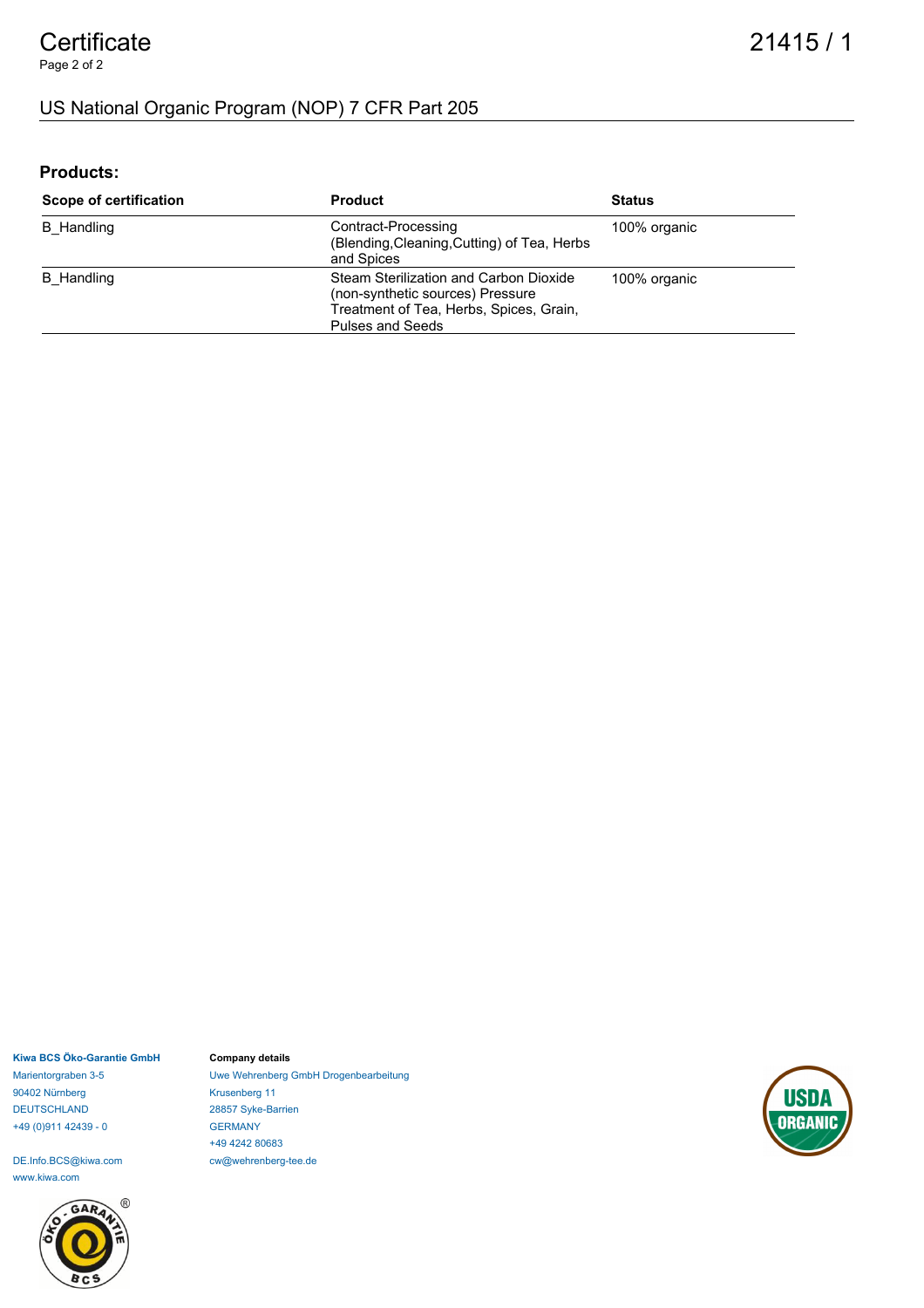# Certificate

21415 / 1

## US National Organic Program (NOP) 7 CFR Part 205

### Products:

| Scope of certification | Product | Status |
|---|---|---|
| B_Handling | Contract-Processing (Blending,Cleaning,Cutting) of Tea, Herbs and Spices | 100% organic |
| B_Handling | Steam Sterilization and Carbon Dioxide (non-synthetic sources) Pressure Treatment of Tea, Herbs, Spices, Grain, Pulses and Seeds | 100% organic |

**Kiwa BCS Öko-Garantie GmbH**
Marientorgraben 3-5
90402 Nürnberg
DEUTSCHLAND
+49 (0)911 42439 - 0

DE.Info.BCS@kiwa.com
www.kiwa.com

**Company details**
Uwe Wehrenberg GmbH Drogenbearbeitung
Krusenberg 11
28857 Syke-Barrien
GERMANY
+49 4242 80683
cw@wehrenberg-tee.de